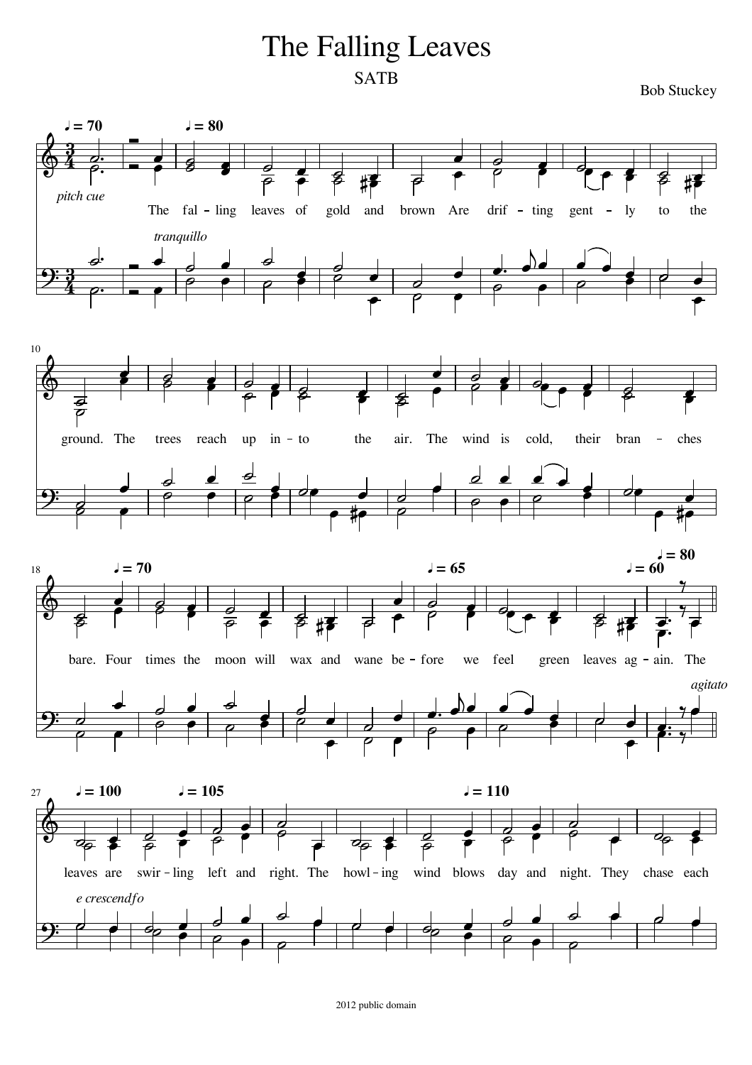# The Falling Leaves

SATB

Bob Stuckey

*pitch cue*

The fal - ling leaves of gold and brown Are drif - ting gent - ly to the ground. The trees reach up in - to the air. The wind is cold, their bran - ches bare. Four times the moon will wax and wane be - fore we feel green leaves ag - ain. The leaves are swir - ling left and right. The howl - ing wind blows day and night. They chase each

*tranquillo*

*agitato*

*e crescendo*

2012 public domain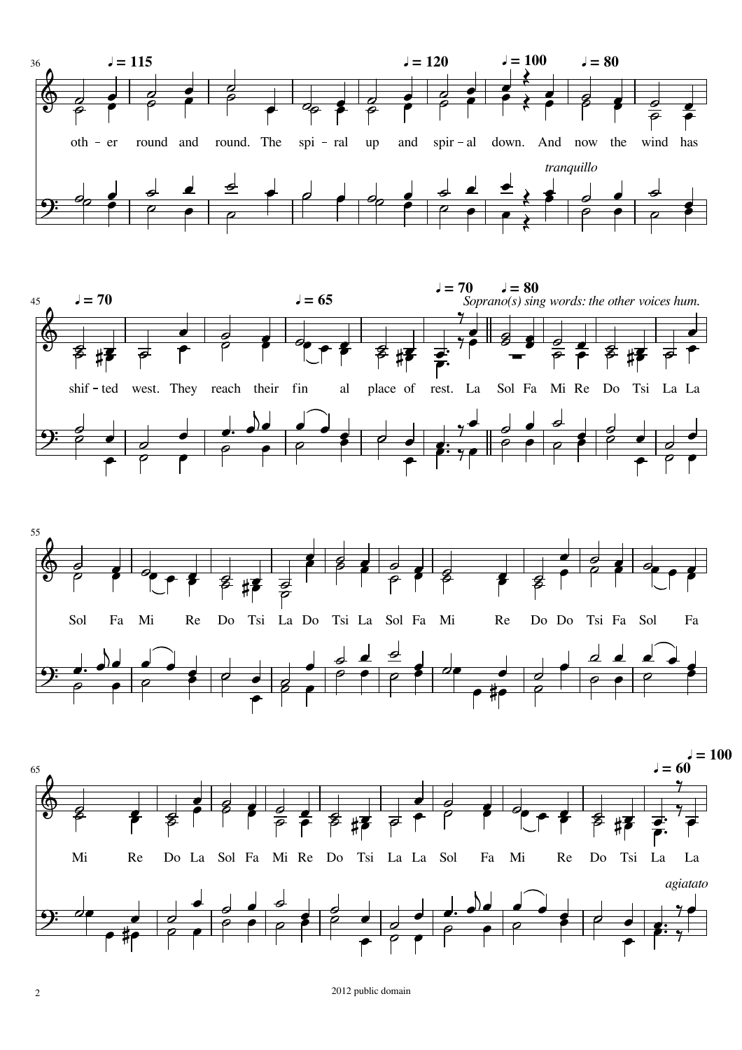♩= 115 ♩= 120 ♩= 100 ♩= 80

oth – er round and round. The spi – ral up and spir – al down. And now the wind has

*tranquillo*

♩= 70 ♩= 65 ♩= 70 ♩= 80

*Soprano(s) sing words: the other voices hum.*

shif – ted west. They reach their fin al place of rest. La Sol Fa Mi Re Do Tsi La La

Sol Fa Mi Re Do Tsi La Do Tsi La Sol Fa Mi Re Do Do Tsi Fa Sol Fa

♩= 60 ♩= 100

Mi Re Do La Sol Fa Mi Re Do Tsi La La Sol Fa Mi Re Do Tsi La La

*agiatato*

2012 public domain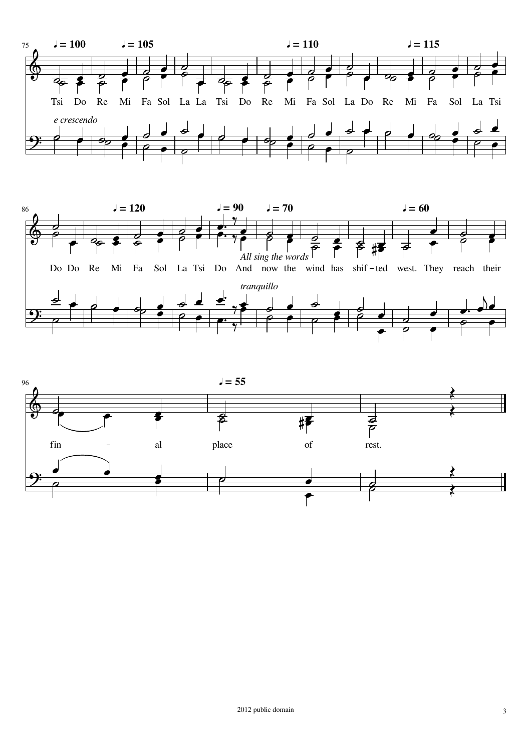75 ♩ = 100 ♩ = 105 ♩ = 110 ♩ = 115

Tsi Do Re Mi Fa Sol La La Tsi Do Re Mi Fa Sol La Do Re Mi Fa Sol La Tsi

*e crescendo*

86 ♩ = 120 ♩ = 90 ♩ = 70 ♩ = 60

*All sing the words*

Do Do Re Mi Fa Sol La Tsi Do And now the wind has shif – ted west. They reach their

*tranquillo*

96 ♩ = 55

fin – al place of rest.